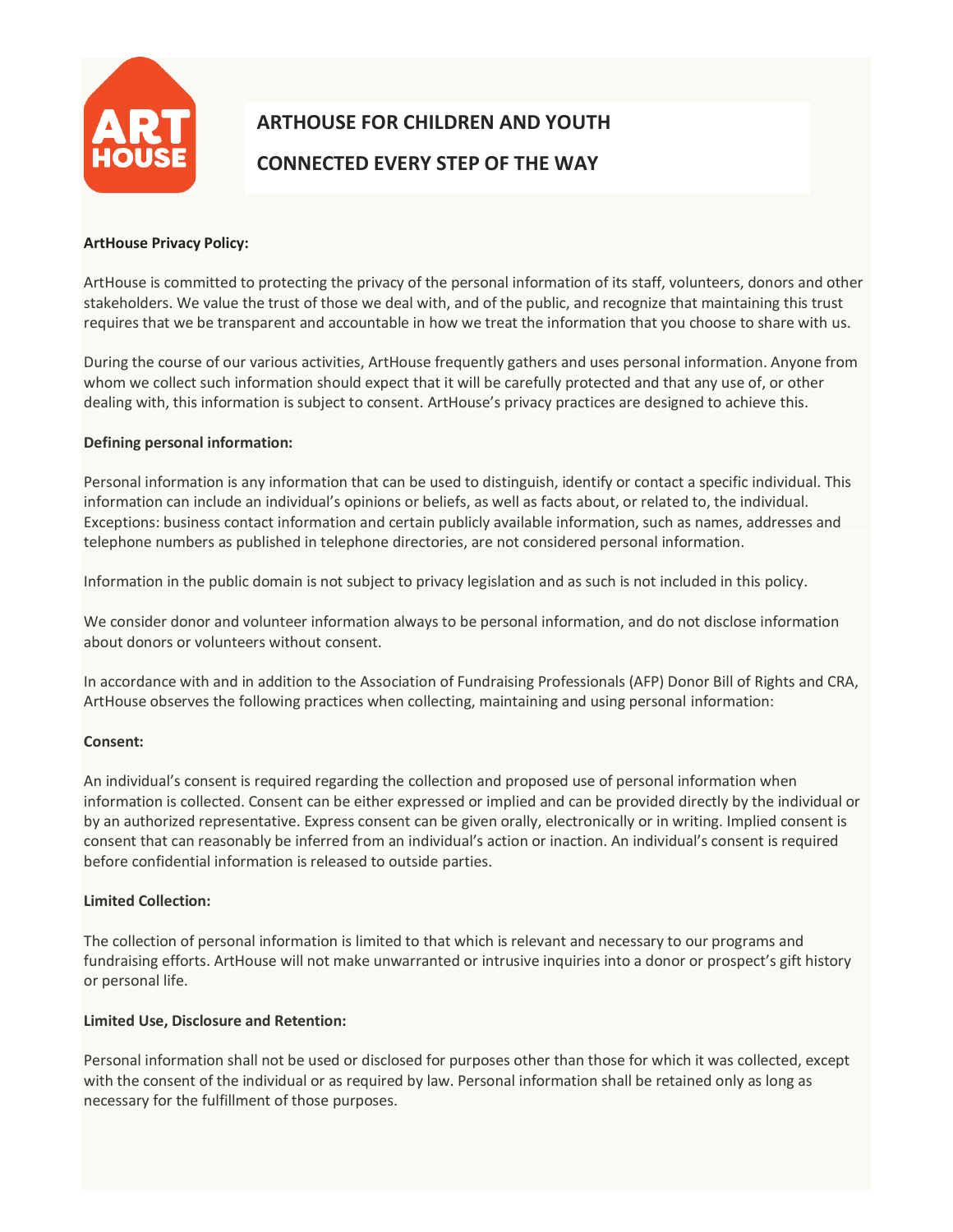# ARTHOUSE FOR CHILDREN AND YOUTH

## CONNECTED EVERY STEP OF THE WAY

**ArtHouse Privacy Policy:**

ArtHouse is committed to protecting the privacy of the personal information of its staff, volunteers, donors and other stakeholders. We value the trust of those we deal with, and of the public, and recognize that maintaining this trust requires that we be transparent and accountable in how we treat the information that you choose to share with us.

During the course of our various activities, ArtHouse frequently gathers and uses personal information. Anyone from whom we collect such information should expect that it will be carefully protected and that any use of, or other dealing with, this information is subject to consent. ArtHouse's privacy practices are designed to achieve this.

**Defining personal information:**

Personal information is any information that can be used to distinguish, identify or contact a specific individual. This information can include an individual's opinions or beliefs, as well as facts about, or related to, the individual. Exceptions: business contact information and certain publicly available information, such as names, addresses and telephone numbers as published in telephone directories, are not considered personal information.

Information in the public domain is not subject to privacy legislation and as such is not included in this policy.

We consider donor and volunteer information always to be personal information, and do not disclose information about donors or volunteers without consent.

In accordance with and in addition to the Association of Fundraising Professionals (AFP) Donor Bill of Rights and CRA, ArtHouse observes the following practices when collecting, maintaining and using personal information:

**Consent:**

An individual's consent is required regarding the collection and proposed use of personal information when information is collected. Consent can be either expressed or implied and can be provided directly by the individual or by an authorized representative. Express consent can be given orally, electronically or in writing. Implied consent is consent that can reasonably be inferred from an individual's action or inaction. An individual's consent is required before confidential information is released to outside parties.

**Limited Collection:**

The collection of personal information is limited to that which is relevant and necessary to our programs and fundraising efforts. ArtHouse will not make unwarranted or intrusive inquiries into a donor or prospect's gift history or personal life.

**Limited Use, Disclosure and Retention:**

Personal information shall not be used or disclosed for purposes other than those for which it was collected, except with the consent of the individual or as required by law. Personal information shall be retained only as long as necessary for the fulfillment of those purposes.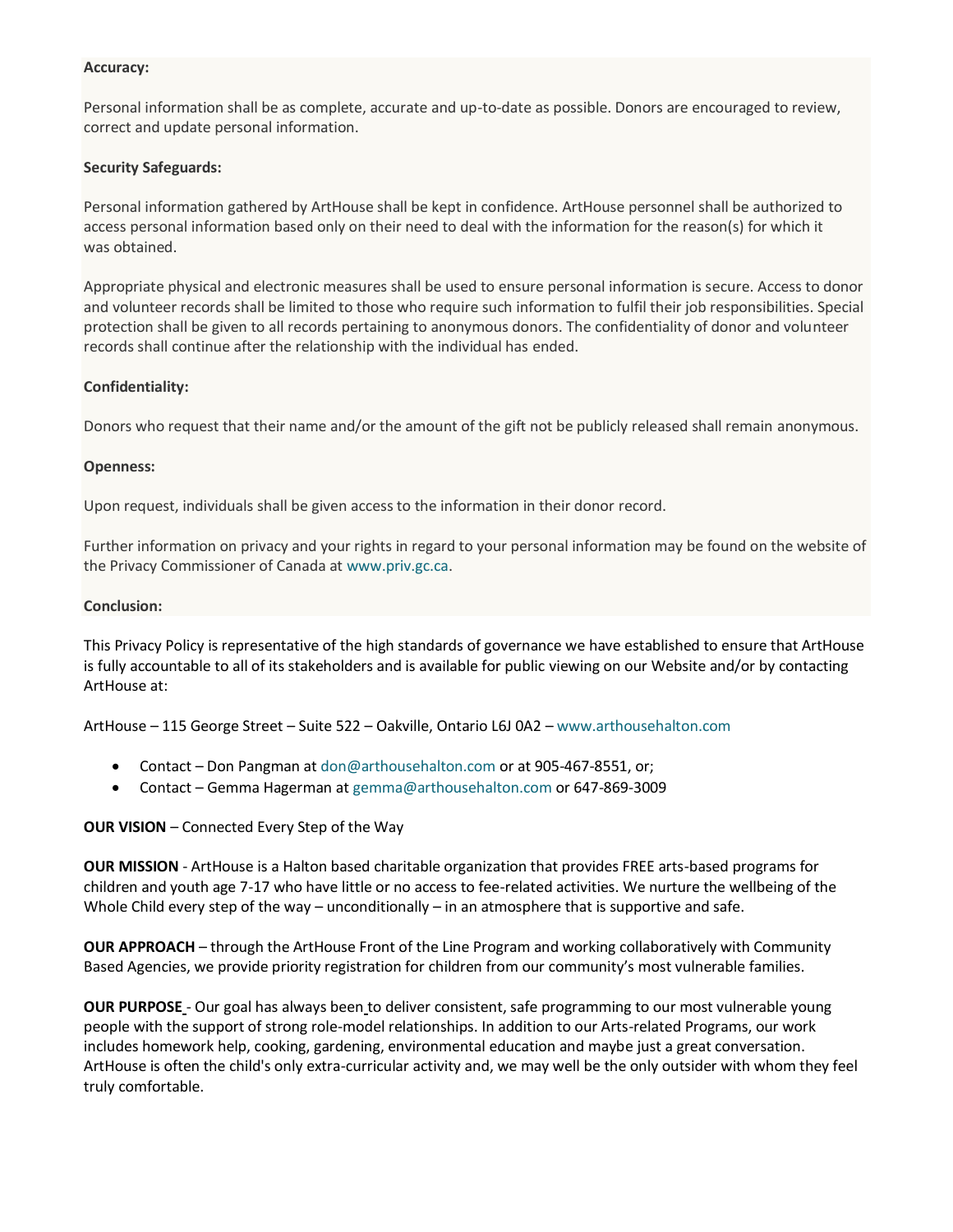**Accuracy:**

Personal information shall be as complete, accurate and up-to-date as possible. Donors are encouraged to review, correct and update personal information.

**Security Safeguards:**

Personal information gathered by ArtHouse shall be kept in confidence. ArtHouse personnel shall be authorized to access personal information based only on their need to deal with the information for the reason(s) for which it was obtained.

Appropriate physical and electronic measures shall be used to ensure personal information is secure. Access to donor and volunteer records shall be limited to those who require such information to fulfil their job responsibilities. Special protection shall be given to all records pertaining to anonymous donors. The confidentiality of donor and volunteer records shall continue after the relationship with the individual has ended.

**Confidentiality:**

Donors who request that their name and/or the amount of the gift not be publicly released shall remain anonymous.

**Openness:**

Upon request, individuals shall be given access to the information in their donor record.

Further information on privacy and your rights in regard to your personal information may be found on the website of the Privacy Commissioner of Canada at www.priv.gc.ca.

**Conclusion:**

This Privacy Policy is representative of the high standards of governance we have established to ensure that ArtHouse is fully accountable to all of its stakeholders and is available for public viewing on our Website and/or by contacting ArtHouse at:

ArtHouse – 115 George Street – Suite 522 – Oakville, Ontario L6J 0A2 – www.arthousehalton.com

- Contact – Don Pangman at don@arthousehalton.com or at 905-467-8551, or;
- Contact – Gemma Hagerman at gemma@arthousehalton.com or 647-869-3009

**OUR VISION** – Connected Every Step of the Way

**OUR MISSION** - ArtHouse is a Halton based charitable organization that provides FREE arts-based programs for children and youth age 7-17 who have little or no access to fee-related activities. We nurture the wellbeing of the Whole Child every step of the way – unconditionally – in an atmosphere that is supportive and safe.

**OUR APPROACH** – through the ArtHouse Front of the Line Program and working collaboratively with Community Based Agencies, we provide priority registration for children from our community's most vulnerable families.

**OUR PURPOSE** - Our goal has always been to deliver consistent, safe programming to our most vulnerable young people with the support of strong role-model relationships. In addition to our Arts-related Programs, our work includes homework help, cooking, gardening, environmental education and maybe just a great conversation. ArtHouse is often the child's only extra-curricular activity and, we may well be the only outsider with whom they feel truly comfortable.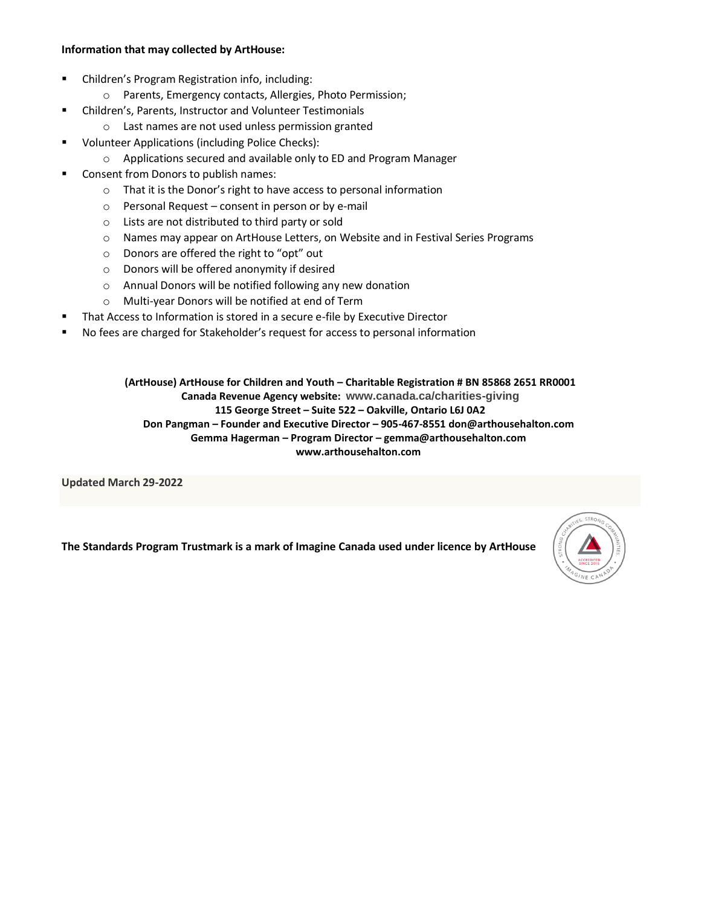**Information that may collected by ArtHouse:**

- Children's Program Registration info, including:
  - Parents, Emergency contacts, Allergies, Photo Permission;
- Children's, Parents, Instructor and Volunteer Testimonials
  - Last names are not used unless permission granted
- Volunteer Applications (including Police Checks):
  - Applications secured and available only to ED and Program Manager
- Consent from Donors to publish names:
  - That it is the Donor's right to have access to personal information
  - Personal Request – consent in person or by e-mail
  - Lists are not distributed to third party or sold
  - Names may appear on ArtHouse Letters, on Website and in Festival Series Programs
  - Donors are offered the right to "opt" out
  - Donors will be offered anonymity if desired
  - Annual Donors will be notified following any new donation
  - Multi-year Donors will be notified at end of Term
- That Access to Information is stored in a secure e-file by Executive Director
- No fees are charged for Stakeholder's request for access to personal information

**(ArtHouse) ArtHouse for Children and Youth – Charitable Registration # BN 85868 2651 RR0001**
**Canada Revenue Agency website: www.canada.ca/charities-giving**
**115 George Street – Suite 522 – Oakville, Ontario L6J 0A2**
**Don Pangman – Founder and Executive Director – 905-467-8551 don@arthousehalton.com**
**Gemma Hagerman – Program Director – gemma@arthousehalton.com**
**www.arthousehalton.com**

**Updated March 29-2022**

**The Standards Program Trustmark is a mark of Imagine Canada used under licence by ArtHouse**